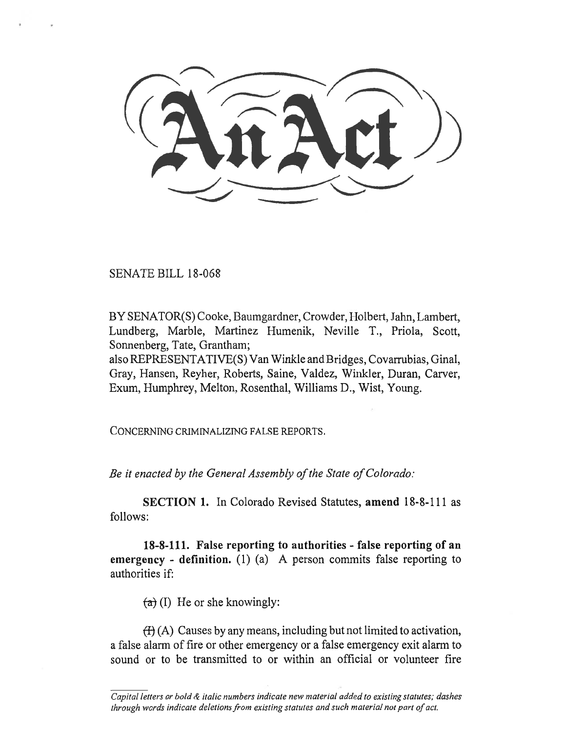# An Act

SENATE BILL 18-068

BY SENATOR(S) Cooke, Baumgardner, Crowder, Holbert, Jahn, Lambert, Lundberg, Marble, Martinez Humenik, Neville T., Priola, Scott, Sonnenberg, Tate, Grantham;
also REPRESENTATIVE(S) Van Winkle and Bridges, Covarrubias, Ginal, Gray, Hansen, Reyher, Roberts, Saine, Valdez, Winkler, Duran, Carver, Exum, Humphrey, Melton, Rosenthal, Williams D., Wist, Young.

CONCERNING CRIMINALIZING FALSE REPORTS.

*Be it enacted by the General Assembly of the State of Colorado:*

**SECTION 1.** In Colorado Revised Statutes, **amend** 18-8-111 as follows:

**18-8-111. False reporting to authorities - false reporting of an emergency - definition.** (1) (a) A person commits false reporting to authorities if:

~~(a)~~ (I) He or she knowingly:

~~(I)~~ (A) Causes by any means, including but not limited to activation, a false alarm of fire or other emergency or a false emergency exit alarm to sound or to be transmitted to or within an official or volunteer fire

*Capital letters or bold & italic numbers indicate new material added to existing statutes; dashes through words indicate deletions from existing statutes and such material not part of act.*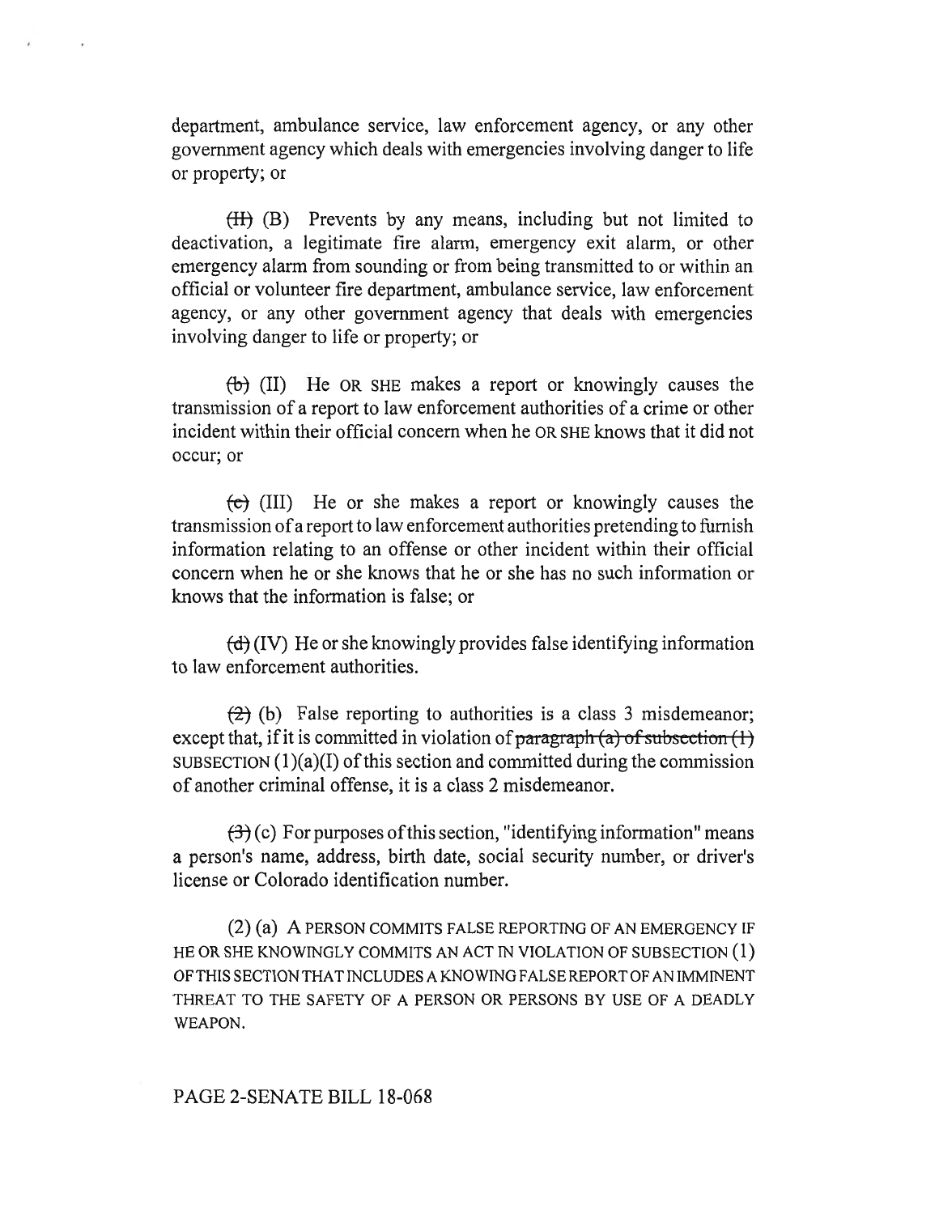department, ambulance service, law enforcement agency, or any other government agency which deals with emergencies involving danger to life or property; or

~~(II)~~ (B) Prevents by any means, including but not limited to deactivation, a legitimate fire alarm, emergency exit alarm, or other emergency alarm from sounding or from being transmitted to or within an official or volunteer fire department, ambulance service, law enforcement agency, or any other government agency that deals with emergencies involving danger to life or property; or

~~(b)~~ (II) He OR SHE makes a report or knowingly causes the transmission of a report to law enforcement authorities of a crime or other incident within their official concern when he OR SHE knows that it did not occur; or

~~(c)~~ (III) He or she makes a report or knowingly causes the transmission of a report to law enforcement authorities pretending to furnish information relating to an offense or other incident within their official concern when he or she knows that he or she has no such information or knows that the information is false; or

~~(d)~~ (IV) He or she knowingly provides false identifying information to law enforcement authorities.

~~(2)~~ (b) False reporting to authorities is a class 3 misdemeanor; except that, if it is committed in violation of ~~paragraph (a) of subsection (1)~~ SUBSECTION (1)(a)(I) of this section and committed during the commission of another criminal offense, it is a class 2 misdemeanor.

~~(3)~~ (c) For purposes of this section, "identifying information" means a person's name, address, birth date, social security number, or driver's license or Colorado identification number.

(2) (a) A PERSON COMMITS FALSE REPORTING OF AN EMERGENCY IF HE OR SHE KNOWINGLY COMMITS AN ACT IN VIOLATION OF SUBSECTION (1) OF THIS SECTION THAT INCLUDES A KNOWING FALSE REPORT OF AN IMMINENT THREAT TO THE SAFETY OF A PERSON OR PERSONS BY USE OF A DEADLY WEAPON.

PAGE 2-SENATE BILL 18-068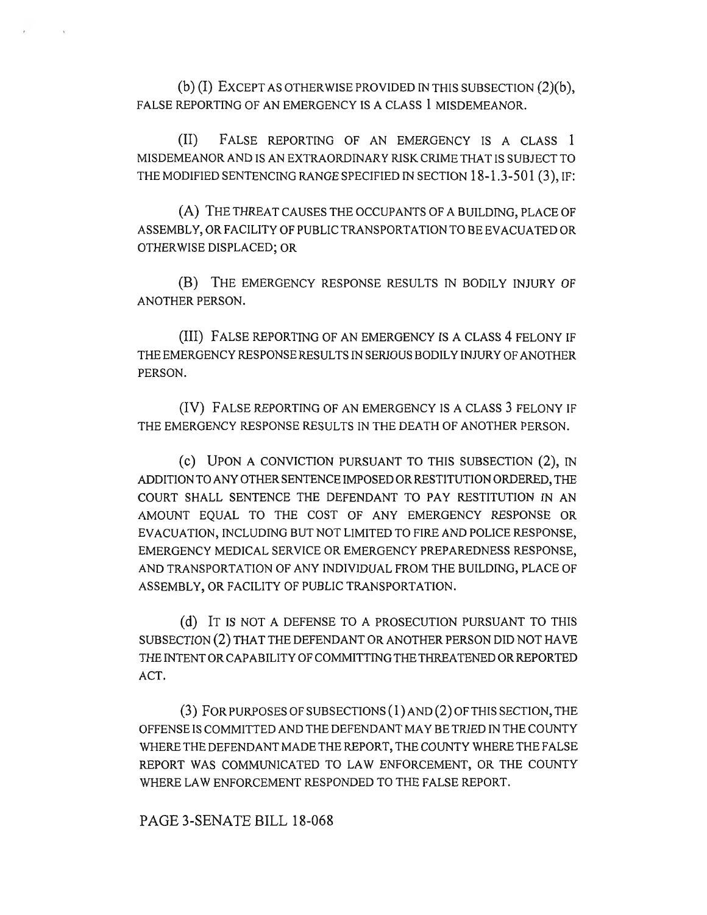(b) (I) EXCEPT AS OTHERWISE PROVIDED IN THIS SUBSECTION (2)(b), FALSE REPORTING OF AN EMERGENCY IS A CLASS 1 MISDEMEANOR.

(II) FALSE REPORTING OF AN EMERGENCY IS A CLASS 1 MISDEMEANOR AND IS AN EXTRAORDINARY RISK CRIME THAT IS SUBJECT TO THE MODIFIED SENTENCING RANGE SPECIFIED IN SECTION 18-1.3-501 (3), IF:

(A) THE THREAT CAUSES THE OCCUPANTS OF A BUILDING, PLACE OF ASSEMBLY, OR FACILITY OF PUBLIC TRANSPORTATION TO BE EVACUATED OR OTHERWISE DISPLACED; OR

(B) THE EMERGENCY RESPONSE RESULTS IN BODILY INJURY OF ANOTHER PERSON.

(III) FALSE REPORTING OF AN EMERGENCY IS A CLASS 4 FELONY IF THE EMERGENCY RESPONSE RESULTS IN SERIOUS BODILY INJURY OF ANOTHER PERSON.

(IV) FALSE REPORTING OF AN EMERGENCY IS A CLASS 3 FELONY IF THE EMERGENCY RESPONSE RESULTS IN THE DEATH OF ANOTHER PERSON.

(c) UPON A CONVICTION PURSUANT TO THIS SUBSECTION (2), IN ADDITION TO ANY OTHER SENTENCE IMPOSED OR RESTITUTION ORDERED, THE COURT SHALL SENTENCE THE DEFENDANT TO PAY RESTITUTION IN AN AMOUNT EQUAL TO THE COST OF ANY EMERGENCY RESPONSE OR EVACUATION, INCLUDING BUT NOT LIMITED TO FIRE AND POLICE RESPONSE, EMERGENCY MEDICAL SERVICE OR EMERGENCY PREPAREDNESS RESPONSE, AND TRANSPORTATION OF ANY INDIVIDUAL FROM THE BUILDING, PLACE OF ASSEMBLY, OR FACILITY OF PUBLIC TRANSPORTATION.

(d) IT IS NOT A DEFENSE TO A PROSECUTION PURSUANT TO THIS SUBSECTION (2) THAT THE DEFENDANT OR ANOTHER PERSON DID NOT HAVE THE INTENT OR CAPABILITY OF COMMITTING THE THREATENED OR REPORTED ACT.

(3) FOR PURPOSES OF SUBSECTIONS (1) AND (2) OF THIS SECTION, THE OFFENSE IS COMMITTED AND THE DEFENDANT MAY BE TRIED IN THE COUNTY WHERE THE DEFENDANT MADE THE REPORT, THE COUNTY WHERE THE FALSE REPORT WAS COMMUNICATED TO LAW ENFORCEMENT, OR THE COUNTY WHERE LAW ENFORCEMENT RESPONDED TO THE FALSE REPORT.

PAGE 3-SENATE BILL 18-068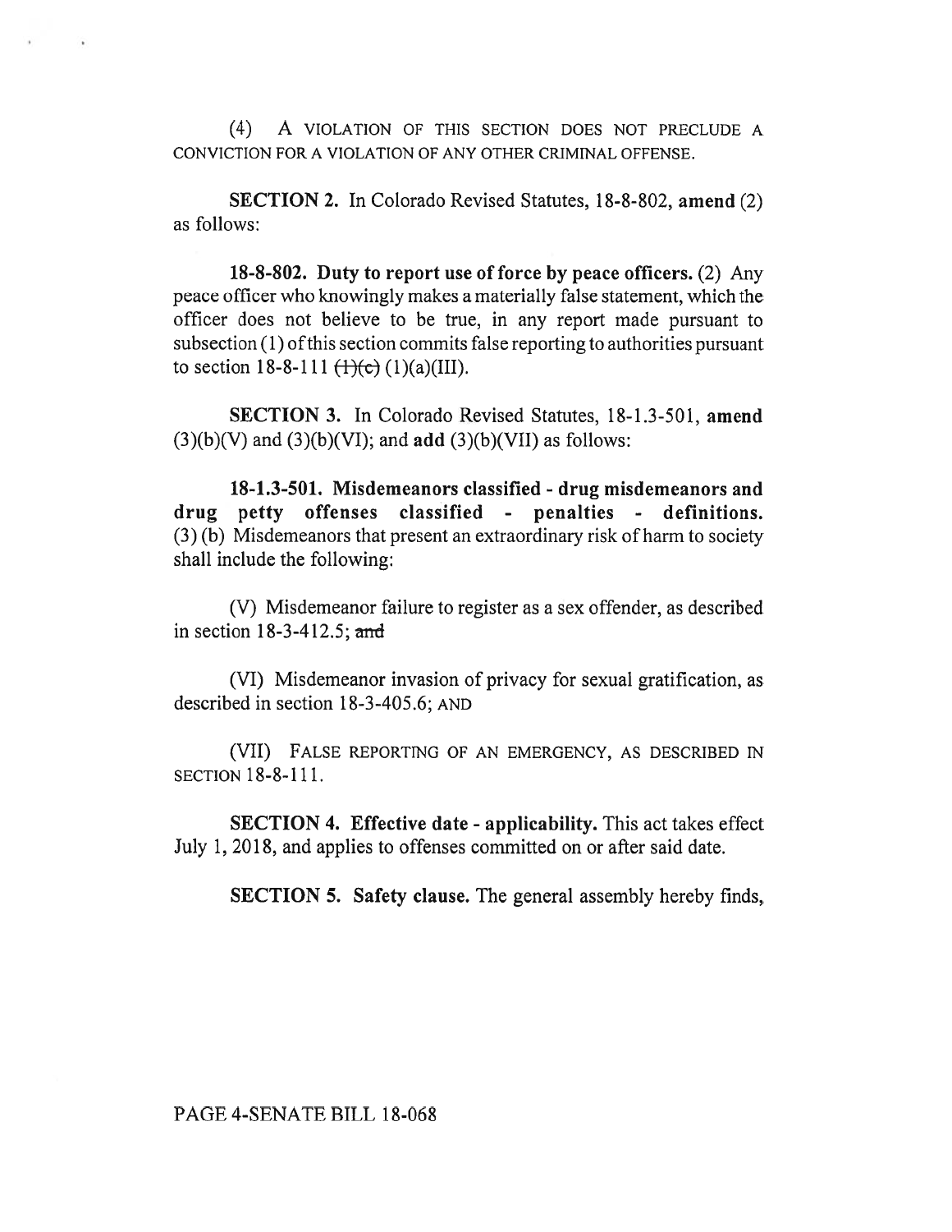(4) A VIOLATION OF THIS SECTION DOES NOT PRECLUDE A CONVICTION FOR A VIOLATION OF ANY OTHER CRIMINAL OFFENSE.

**SECTION 2.** In Colorado Revised Statutes, 18-8-802, **amend** (2) as follows:

**18-8-802. Duty to report use of force by peace officers.** (2) Any peace officer who knowingly makes a materially false statement, which the officer does not believe to be true, in any report made pursuant to subsection (1) of this section commits false reporting to authorities pursuant to section 18-8-111 ~~(1)(c)~~ (1)(a)(III).

**SECTION 3.** In Colorado Revised Statutes, 18-1.3-501, **amend** (3)(b)(V) and (3)(b)(VI); and **add** (3)(b)(VII) as follows:

**18-1.3-501. Misdemeanors classified - drug misdemeanors and drug petty offenses classified - penalties - definitions.** (3) (b) Misdemeanors that present an extraordinary risk of harm to society shall include the following:

(V) Misdemeanor failure to register as a sex offender, as described in section 18-3-412.5; ~~and~~

(VI) Misdemeanor invasion of privacy for sexual gratification, as described in section 18-3-405.6; AND

(VII) FALSE REPORTING OF AN EMERGENCY, AS DESCRIBED IN SECTION 18-8-111.

**SECTION 4. Effective date - applicability.** This act takes effect July 1, 2018, and applies to offenses committed on or after said date.

**SECTION 5. Safety clause.** The general assembly hereby finds,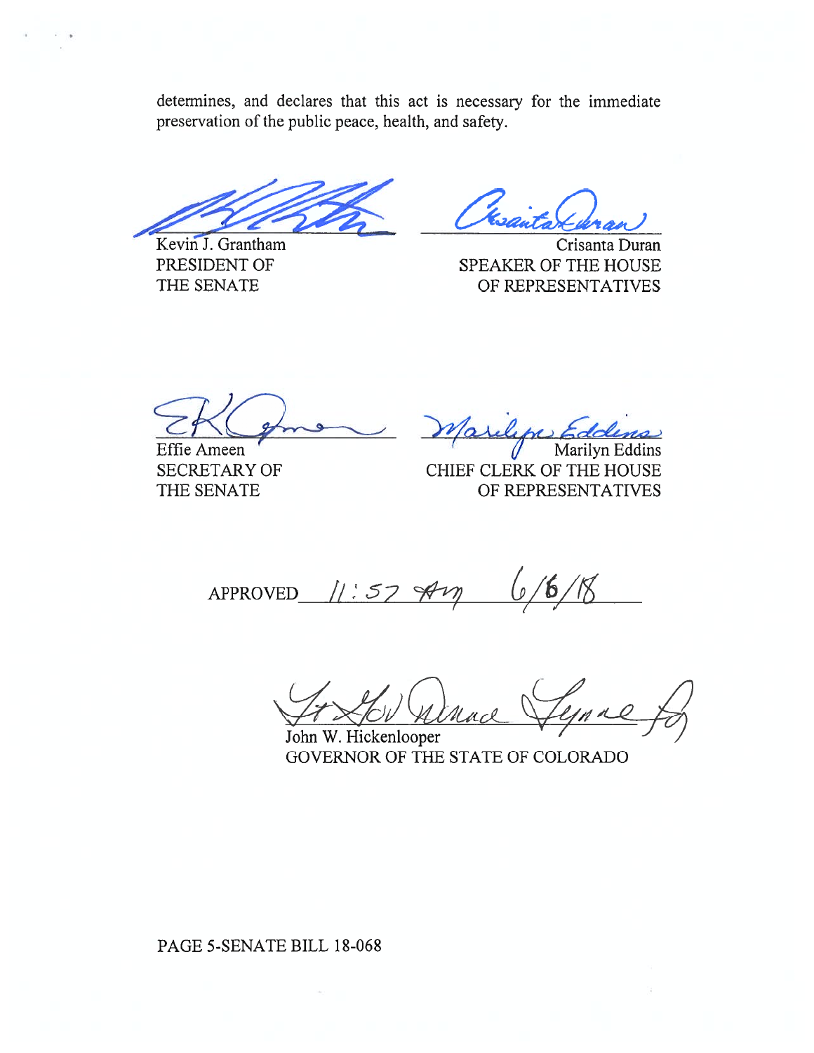determines, and declares that this act is necessary for the immediate preservation of the public peace, health, and safety.

Kevin J. Grantham
PRESIDENT OF
THE SENATE

Crisanta Duran
SPEAKER OF THE HOUSE
OF REPRESENTATIVES

Effie Ameen
SECRETARY OF
THE SENATE

Marilyn Eddins
CHIEF CLERK OF THE HOUSE
OF REPRESENTATIVES

APPROVED 11:57 AM 6/6/18

John W. Hickenlooper
GOVERNOR OF THE STATE OF COLORADO

PAGE 5-SENATE BILL 18-068